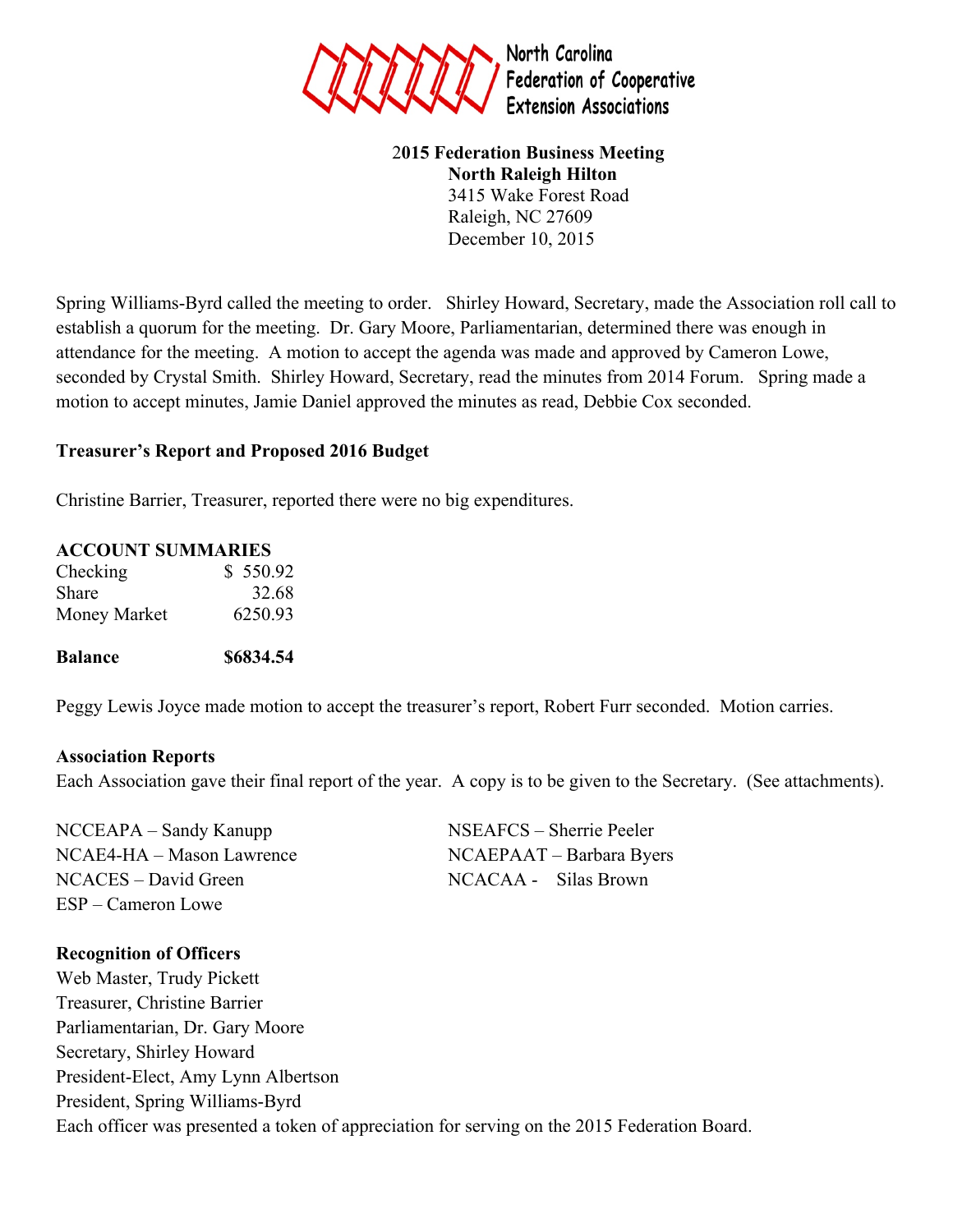North Carolina Federation of Cooperative Extension Associations

**2015 Federation Business Meeting**
**North Raleigh Hilton**
3415 Wake Forest Road
Raleigh, NC 27609
December 10, 2015

Spring Williams-Byrd called the meeting to order. Shirley Howard, Secretary, made the Association roll call to establish a quorum for the meeting. Dr. Gary Moore, Parliamentarian, determined there was enough in attendance for the meeting. A motion to accept the agenda was made and approved by Cameron Lowe, seconded by Crystal Smith. Shirley Howard, Secretary, read the minutes from 2014 Forum. Spring made a motion to accept minutes, Jamie Daniel approved the minutes as read, Debbie Cox seconded.

## Treasurer's Report and Proposed 2016 Budget

Christine Barrier, Treasurer, reported there were no big expenditures.

**ACCOUNT SUMMARIES**

| | |
|---|---|
| Checking | $ 550.92 |
| Share | 32.68 |
| Money Market | 6250.93 |
| **Balance** | **$6834.54** |

Peggy Lewis Joyce made motion to accept the treasurer's report, Robert Furr seconded. Motion carries.

## Association Reports

Each Association gave their final report of the year. A copy is to be given to the Secretary. (See attachments).

NCCEAPA – Sandy Kanupp
NCAE4-HA – Mason Lawrence
NCACES – David Green
ESP – Cameron Lowe
NSEAFCS – Sherrie Peeler
NCAEPAAT – Barbara Byers
NCACAA - Silas Brown

## Recognition of Officers

Web Master, Trudy Pickett
Treasurer, Christine Barrier
Parliamentarian, Dr. Gary Moore
Secretary, Shirley Howard
President-Elect, Amy Lynn Albertson
President, Spring Williams-Byrd
Each officer was presented a token of appreciation for serving on the 2015 Federation Board.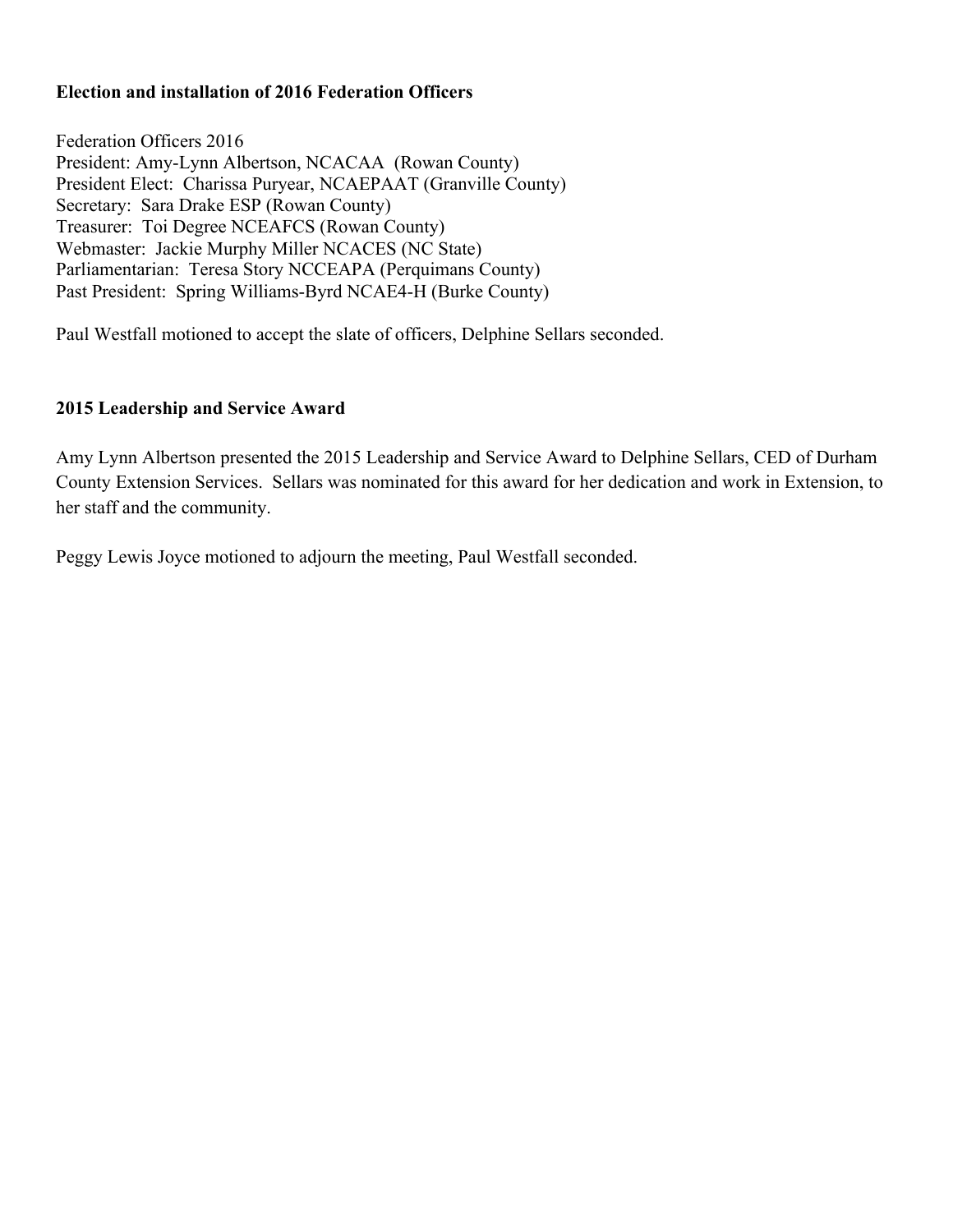**Election and installation of 2016 Federation Officers**

Federation Officers 2016
President: Amy-Lynn Albertson, NCACAA (Rowan County)
President Elect: Charissa Puryear, NCAEPAAT (Granville County)
Secretary: Sara Drake ESP (Rowan County)
Treasurer: Toi Degree NCEAFCS (Rowan County)
Webmaster: Jackie Murphy Miller NCACES (NC State)
Parliamentarian: Teresa Story NCCEAPA (Perquimans County)
Past President: Spring Williams-Byrd NCAE4-H (Burke County)

Paul Westfall motioned to accept the slate of officers, Delphine Sellars seconded.

**2015 Leadership and Service Award**

Amy Lynn Albertson presented the 2015 Leadership and Service Award to Delphine Sellars, CED of Durham County Extension Services. Sellars was nominated for this award for her dedication and work in Extension, to her staff and the community.

Peggy Lewis Joyce motioned to adjourn the meeting, Paul Westfall seconded.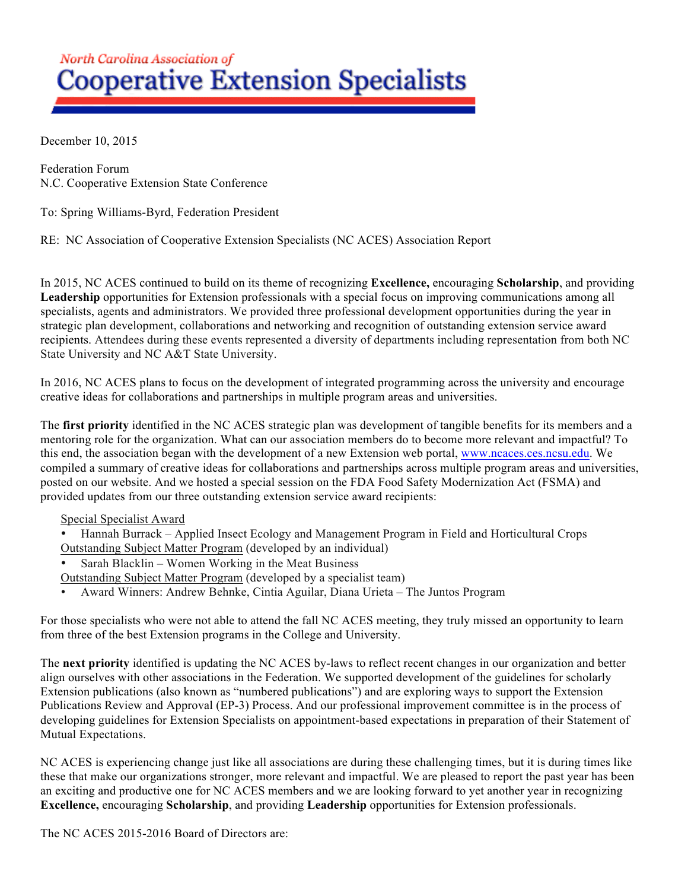# North Carolina Association of Cooperative Extension Specialists

December 10, 2015

Federation Forum
N.C. Cooperative Extension State Conference

To: Spring Williams-Byrd, Federation President

RE: NC Association of Cooperative Extension Specialists (NC ACES) Association Report

In 2015, NC ACES continued to build on its theme of recognizing **Excellence,** encouraging **Scholarship**, and providing **Leadership** opportunities for Extension professionals with a special focus on improving communications among all specialists, agents and administrators. We provided three professional development opportunities during the year in strategic plan development, collaborations and networking and recognition of outstanding extension service award recipients. Attendees during these events represented a diversity of departments including representation from both NC State University and NC A&T State University.

In 2016, NC ACES plans to focus on the development of integrated programming across the university and encourage creative ideas for collaborations and partnerships in multiple program areas and universities.

The **first priority** identified in the NC ACES strategic plan was development of tangible benefits for its members and a mentoring role for the organization. What can our association members do to become more relevant and impactful? To this end, the association began with the development of a new Extension web portal, www.ncaces.ces.ncsu.edu. We compiled a summary of creative ideas for collaborations and partnerships across multiple program areas and universities, posted on our website. And we hosted a special session on the FDA Food Safety Modernization Act (FSMA) and provided updates from our three outstanding extension service award recipients:

Special Specialist Award

- Hannah Burrack – Applied Insect Ecology and Management Program in Field and Horticultural Crops

Outstanding Subject Matter Program (developed by an individual)

- Sarah Blacklin – Women Working in the Meat Business

Outstanding Subject Matter Program (developed by a specialist team)

- Award Winners: Andrew Behnke, Cintia Aguilar, Diana Urieta – The Juntos Program

For those specialists who were not able to attend the fall NC ACES meeting, they truly missed an opportunity to learn from three of the best Extension programs in the College and University.

The **next priority** identified is updating the NC ACES by-laws to reflect recent changes in our organization and better align ourselves with other associations in the Federation. We supported development of the guidelines for scholarly Extension publications (also known as "numbered publications") and are exploring ways to support the Extension Publications Review and Approval (EP-3) Process. And our professional improvement committee is in the process of developing guidelines for Extension Specialists on appointment-based expectations in preparation of their Statement of Mutual Expectations.

NC ACES is experiencing change just like all associations are during these challenging times, but it is during times like these that make our organizations stronger, more relevant and impactful. We are pleased to report the past year has been an exciting and productive one for NC ACES members and we are looking forward to yet another year in recognizing **Excellence,** encouraging **Scholarship**, and providing **Leadership** opportunities for Extension professionals.

The NC ACES 2015-2016 Board of Directors are: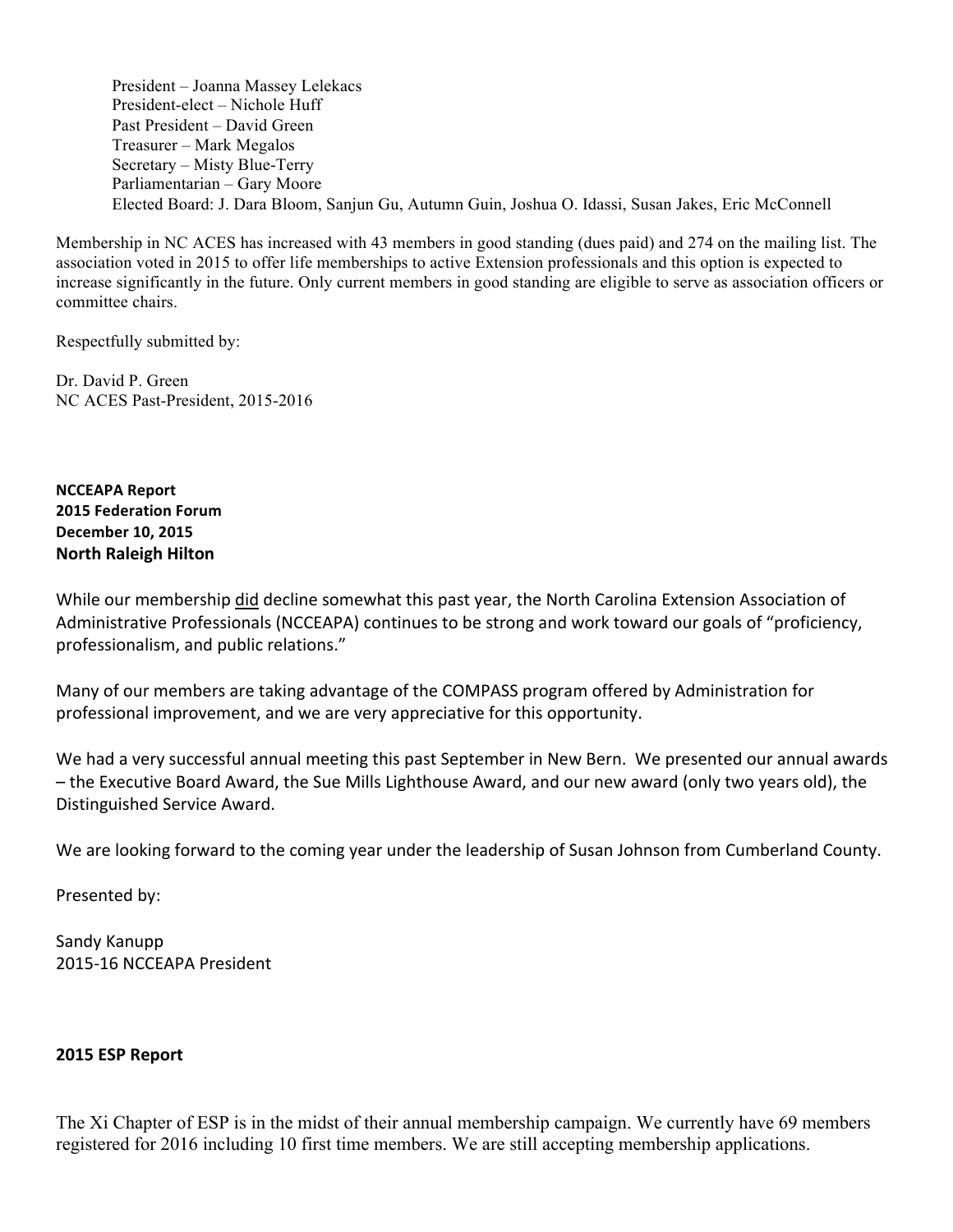President – Joanna Massey Lelekacs
President-elect – Nichole Huff
Past President – David Green
Treasurer – Mark Megalos
Secretary – Misty Blue-Terry
Parliamentarian – Gary Moore
Elected Board: J. Dara Bloom, Sanjun Gu, Autumn Guin, Joshua O. Idassi, Susan Jakes, Eric McConnell

Membership in NC ACES has increased with 43 members in good standing (dues paid) and 274 on the mailing list. The association voted in 2015 to offer life memberships to active Extension professionals and this option is expected to increase significantly in the future. Only current members in good standing are eligible to serve as association officers or committee chairs.

Respectfully submitted by:

Dr. David P. Green
NC ACES Past-President, 2015-2016

**NCCEAPA Report**
**2015 Federation Forum**
**December 10, 2015**
**North Raleigh Hilton**

While our membership did decline somewhat this past year, the North Carolina Extension Association of Administrative Professionals (NCCEAPA) continues to be strong and work toward our goals of "proficiency, professionalism, and public relations."

Many of our members are taking advantage of the COMPASS program offered by Administration for professional improvement, and we are very appreciative for this opportunity.

We had a very successful annual meeting this past September in New Bern. We presented our annual awards – the Executive Board Award, the Sue Mills Lighthouse Award, and our new award (only two years old), the Distinguished Service Award.

We are looking forward to the coming year under the leadership of Susan Johnson from Cumberland County.

Presented by:

Sandy Kanupp
2015-16 NCCEAPA President

**2015 ESP Report**

The Xi Chapter of ESP is in the midst of their annual membership campaign. We currently have 69 members registered for 2016 including 10 first time members. We are still accepting membership applications.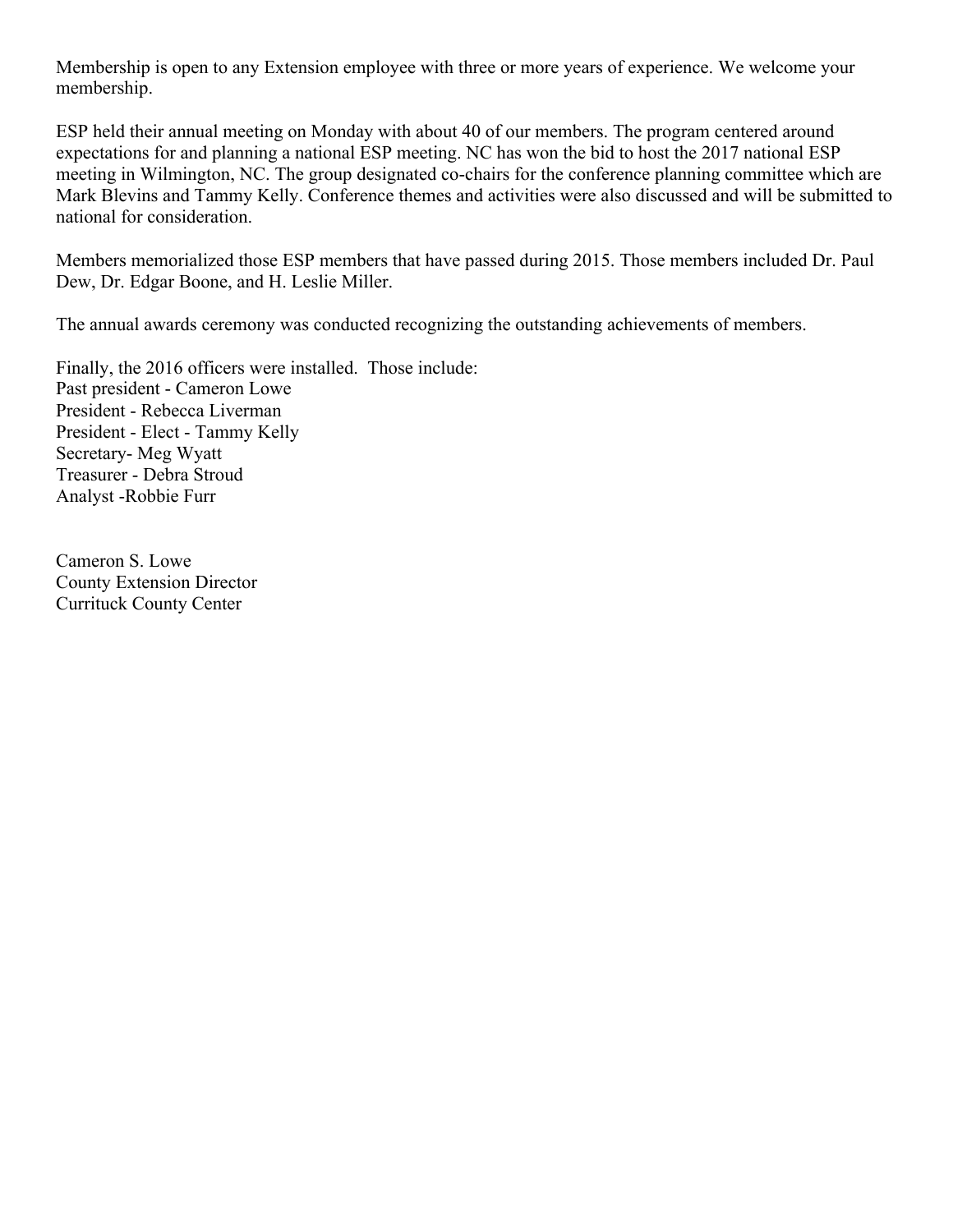Membership is open to any Extension employee with three or more years of experience. We welcome your membership.

ESP held their annual meeting on Monday with about 40 of our members. The program centered around expectations for and planning a national ESP meeting. NC has won the bid to host the 2017 national ESP meeting in Wilmington, NC. The group designated co-chairs for the conference planning committee which are Mark Blevins and Tammy Kelly. Conference themes and activities were also discussed and will be submitted to national for consideration.

Members memorialized those ESP members that have passed during 2015. Those members included Dr. Paul Dew, Dr. Edgar Boone, and H. Leslie Miller.

The annual awards ceremony was conducted recognizing the outstanding achievements of members.

Finally, the 2016 officers were installed. Those include:
Past president - Cameron Lowe
President - Rebecca Liverman
President - Elect - Tammy Kelly
Secretary- Meg Wyatt
Treasurer - Debra Stroud
Analyst -Robbie Furr

Cameron S. Lowe
County Extension Director
Currituck County Center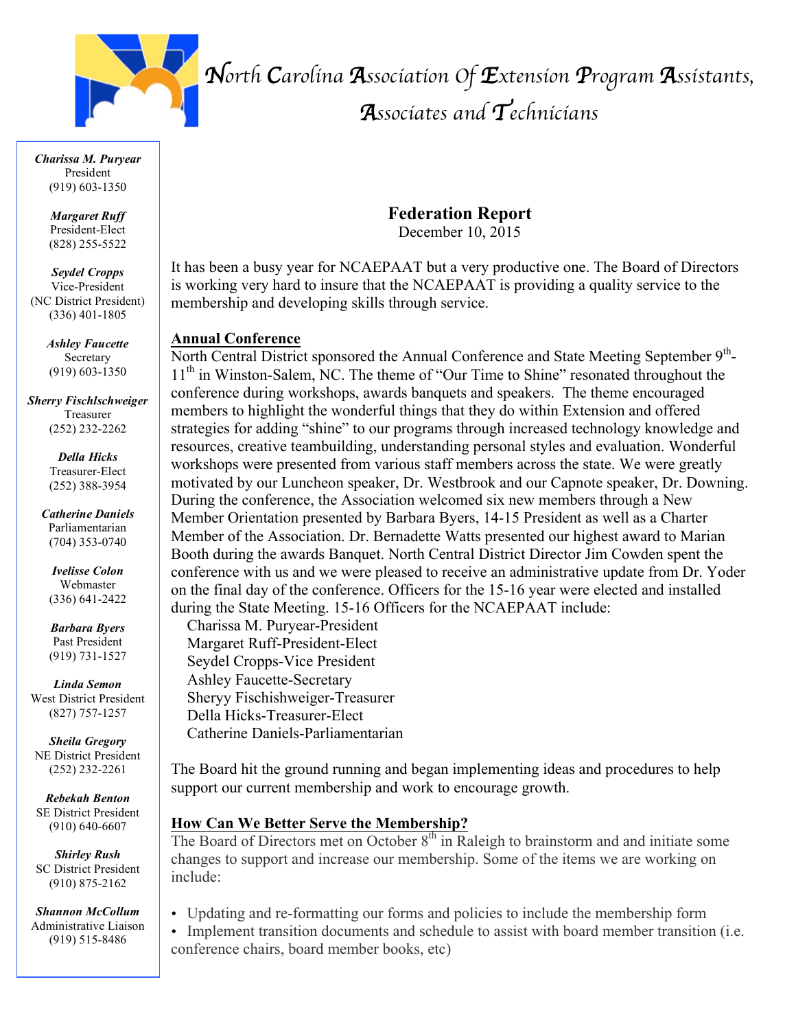# North Carolina Association Of Extension Program Assistants, Associates and Technicians

***Charissa M. Puryear***
President
(919) 603-1350

***Margaret Ruff***
President-Elect
(828) 255-5522

***Seydel Cropps***
Vice-President
(NC District President)
(336) 401-1805

***Ashley Faucette***
Secretary
(919) 603-1350

***Sherry Fischlschweiger***
Treasurer
(252) 232-2262

***Della Hicks***
Treasurer-Elect
(252) 388-3954

***Catherine Daniels***
Parliamentarian
(704) 353-0740

***Ivelisse Colon***
Webmaster
(336) 641-2422

***Barbara Byers***
Past President
(919) 731-1527

***Linda Semon***
West District President
(827) 757-1257

***Sheila Gregory***
NE District President
(252) 232-2261

***Rebekah Benton***
SE District President
(910) 640-6607

***Shirley Rush***
SC District President
(910) 875-2162

***Shannon McCollum***
Administrative Liaison
(919) 515-8486

## Federation Report

December 10, 2015

It has been a busy year for NCAEPAAT but a very productive one. The Board of Directors is working very hard to insure that the NCAEPAAT is providing a quality service to the membership and developing skills through service.

### Annual Conference

North Central District sponsored the Annual Conference and State Meeting September 9th-11th in Winston-Salem, NC. The theme of "Our Time to Shine" resonated throughout the conference during workshops, awards banquets and speakers. The theme encouraged members to highlight the wonderful things that they do within Extension and offered strategies for adding "shine" to our programs through increased technology knowledge and resources, creative teambuilding, understanding personal styles and evaluation. Wonderful workshops were presented from various staff members across the state. We were greatly motivated by our Luncheon speaker, Dr. Westbrook and our Capnote speaker, Dr. Downing. During the conference, the Association welcomed six new members through a New Member Orientation presented by Barbara Byers, 14-15 President as well as a Charter Member of the Association. Dr. Bernadette Watts presented our highest award to Marian Booth during the awards Banquet. North Central District Director Jim Cowden spent the conference with us and we were pleased to receive an administrative update from Dr. Yoder on the final day of the conference. Officers for the 15-16 year were elected and installed during the State Meeting. 15-16 Officers for the NCAEPAAT include:

Charissa M. Puryear-President
Margaret Ruff-President-Elect
Seydel Cropps-Vice President
Ashley Faucette-Secretary
Sheryy Fischishweiger-Treasurer
Della Hicks-Treasurer-Elect
Catherine Daniels-Parliamentarian

The Board hit the ground running and began implementing ideas and procedures to help support our current membership and work to encourage growth.

### How Can We Better Serve the Membership?

The Board of Directors met on October 8th in Raleigh to brainstorm and and initiate some changes to support and increase our membership. Some of the items we are working on include:

- Updating and re-formatting our forms and policies to include the membership form
- Implement transition documents and schedule to assist with board member transition (i.e. conference chairs, board member books, etc)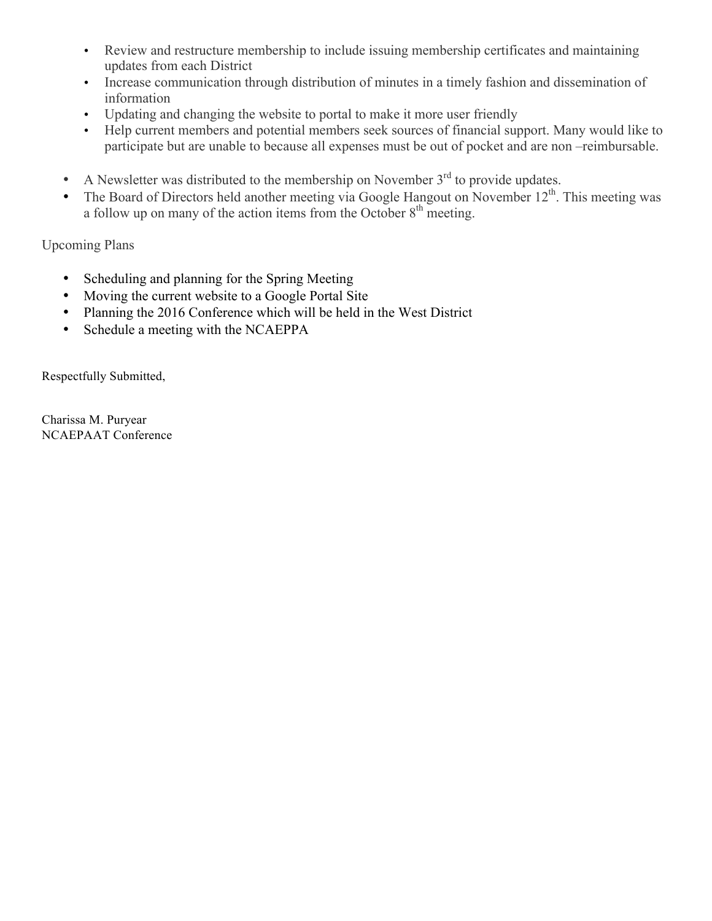- Review and restructure membership to include issuing membership certificates and maintaining updates from each District
- Increase communication through distribution of minutes in a timely fashion and dissemination of information
- Updating and changing the website to portal to make it more user friendly
- Help current members and potential members seek sources of financial support. Many would like to participate but are unable to because all expenses must be out of pocket and are non –reimbursable.

- A Newsletter was distributed to the membership on November 3rd to provide updates.
- The Board of Directors held another meeting via Google Hangout on November 12th. This meeting was a follow up on many of the action items from the October 8th meeting.

Upcoming Plans

- Scheduling and planning for the Spring Meeting
- Moving the current website to a Google Portal Site
- Planning the 2016 Conference which will be held in the West District
- Schedule a meeting with the NCAEPPA

Respectfully Submitted,

Charissa M. Puryear
NCAEPAAT Conference